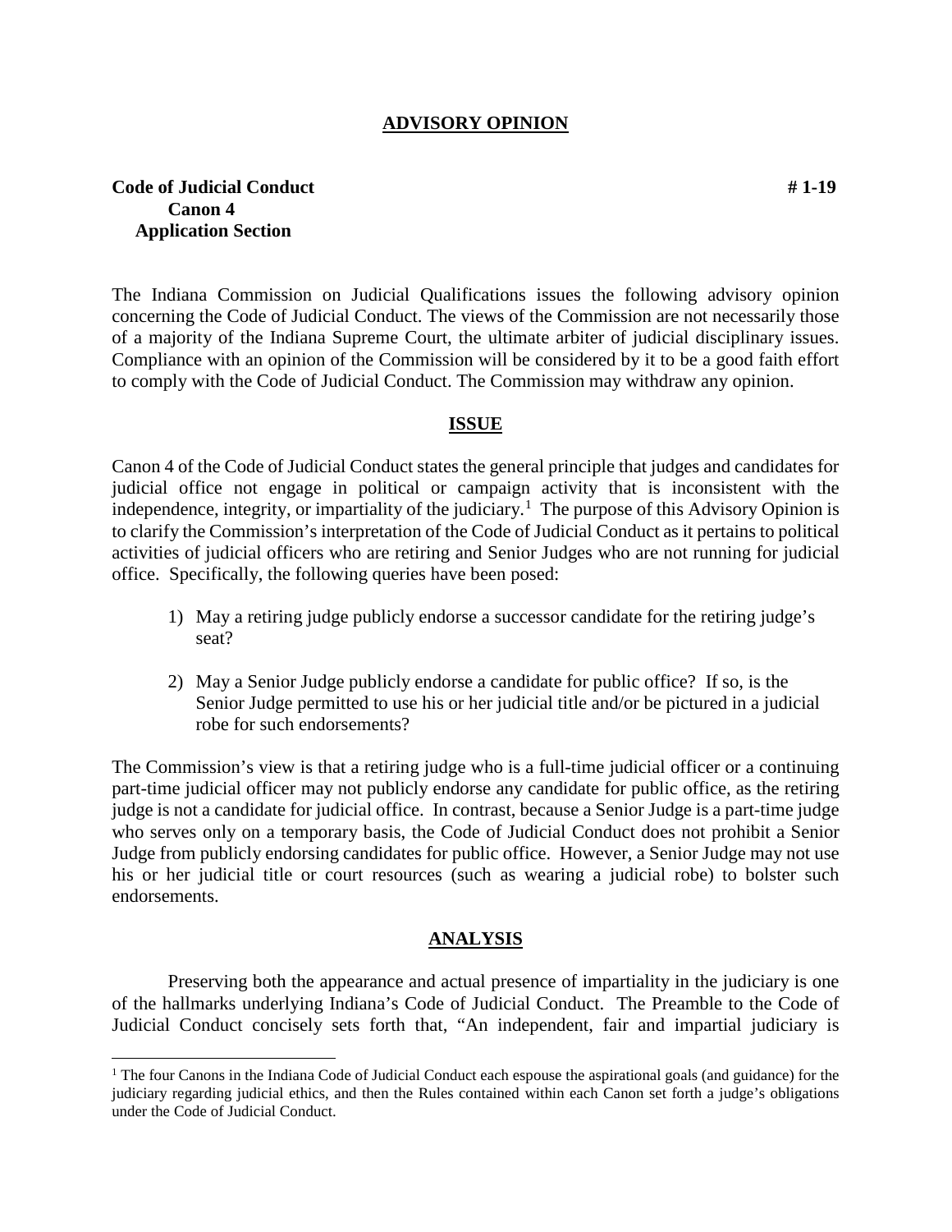# ADVISORY OPINION

**Code of Judicial Conduct** **# 1-19**
**Canon 4**
**Application Section**

The Indiana Commission on Judicial Qualifications issues the following advisory opinion concerning the Code of Judicial Conduct. The views of the Commission are not necessarily those of a majority of the Indiana Supreme Court, the ultimate arbiter of judicial disciplinary issues. Compliance with an opinion of the Commission will be considered by it to be a good faith effort to comply with the Code of Judicial Conduct. The Commission may withdraw any opinion.

## ISSUE

Canon 4 of the Code of Judicial Conduct states the general principle that judges and candidates for judicial office not engage in political or campaign activity that is inconsistent with the independence, integrity, or impartiality of the judiciary.[1] The purpose of this Advisory Opinion is to clarify the Commission's interpretation of the Code of Judicial Conduct as it pertains to political activities of judicial officers who are retiring and Senior Judges who are not running for judicial office. Specifically, the following queries have been posed:

1) May a retiring judge publicly endorse a successor candidate for the retiring judge's seat?

2) May a Senior Judge publicly endorse a candidate for public office? If so, is the Senior Judge permitted to use his or her judicial title and/or be pictured in a judicial robe for such endorsements?

The Commission's view is that a retiring judge who is a full-time judicial officer or a continuing part-time judicial officer may not publicly endorse any candidate for public office, as the retiring judge is not a candidate for judicial office. In contrast, because a Senior Judge is a part-time judge who serves only on a temporary basis, the Code of Judicial Conduct does not prohibit a Senior Judge from publicly endorsing candidates for public office. However, a Senior Judge may not use his or her judicial title or court resources (such as wearing a judicial robe) to bolster such endorsements.

## ANALYSIS

Preserving both the appearance and actual presence of impartiality in the judiciary is one of the hallmarks underlying Indiana's Code of Judicial Conduct. The Preamble to the Code of Judicial Conduct concisely sets forth that, "An independent, fair and impartial judiciary is

[1] The four Canons in the Indiana Code of Judicial Conduct each espouse the aspirational goals (and guidance) for the judiciary regarding judicial ethics, and then the Rules contained within each Canon set forth a judge's obligations under the Code of Judicial Conduct.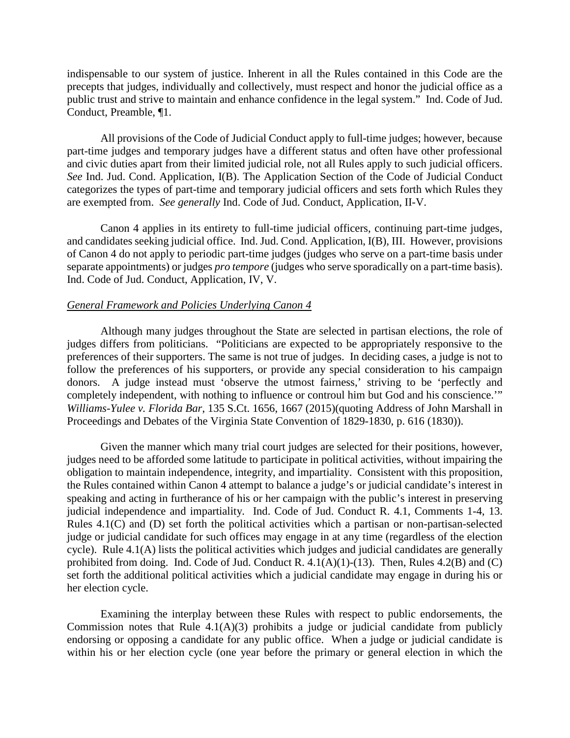indispensable to our system of justice. Inherent in all the Rules contained in this Code are the precepts that judges, individually and collectively, must respect and honor the judicial office as a public trust and strive to maintain and enhance confidence in the legal system." Ind. Code of Jud. Conduct, Preamble, ¶1.

All provisions of the Code of Judicial Conduct apply to full-time judges; however, because part-time judges and temporary judges have a different status and often have other professional and civic duties apart from their limited judicial role, not all Rules apply to such judicial officers. *See* Ind. Jud. Cond. Application, I(B). The Application Section of the Code of Judicial Conduct categorizes the types of part-time and temporary judicial officers and sets forth which Rules they are exempted from. *See generally* Ind. Code of Jud. Conduct, Application, II-V.

Canon 4 applies in its entirety to full-time judicial officers, continuing part-time judges, and candidates seeking judicial office. Ind. Jud. Cond. Application, I(B), III. However, provisions of Canon 4 do not apply to periodic part-time judges (judges who serve on a part-time basis under separate appointments) or judges *pro tempore* (judges who serve sporadically on a part-time basis). Ind. Code of Jud. Conduct, Application, IV, V.

*General Framework and Policies Underlying Canon 4*

Although many judges throughout the State are selected in partisan elections, the role of judges differs from politicians. "Politicians are expected to be appropriately responsive to the preferences of their supporters. The same is not true of judges. In deciding cases, a judge is not to follow the preferences of his supporters, or provide any special consideration to his campaign donors. A judge instead must 'observe the utmost fairness,' striving to be 'perfectly and completely independent, with nothing to influence or controul him but God and his conscience.'" *Williams-Yulee v. Florida Bar*, 135 S.Ct. 1656, 1667 (2015)(quoting Address of John Marshall in Proceedings and Debates of the Virginia State Convention of 1829-1830, p. 616 (1830)).

Given the manner which many trial court judges are selected for their positions, however, judges need to be afforded some latitude to participate in political activities, without impairing the obligation to maintain independence, integrity, and impartiality. Consistent with this proposition, the Rules contained within Canon 4 attempt to balance a judge's or judicial candidate's interest in speaking and acting in furtherance of his or her campaign with the public's interest in preserving judicial independence and impartiality. Ind. Code of Jud. Conduct R. 4.1, Comments 1-4, 13. Rules 4.1(C) and (D) set forth the political activities which a partisan or non-partisan-selected judge or judicial candidate for such offices may engage in at any time (regardless of the election cycle). Rule 4.1(A) lists the political activities which judges and judicial candidates are generally prohibited from doing. Ind. Code of Jud. Conduct R. 4.1(A)(1)-(13). Then, Rules 4.2(B) and (C) set forth the additional political activities which a judicial candidate may engage in during his or her election cycle.

Examining the interplay between these Rules with respect to public endorsements, the Commission notes that Rule 4.1(A)(3) prohibits a judge or judicial candidate from publicly endorsing or opposing a candidate for any public office. When a judge or judicial candidate is within his or her election cycle (one year before the primary or general election in which the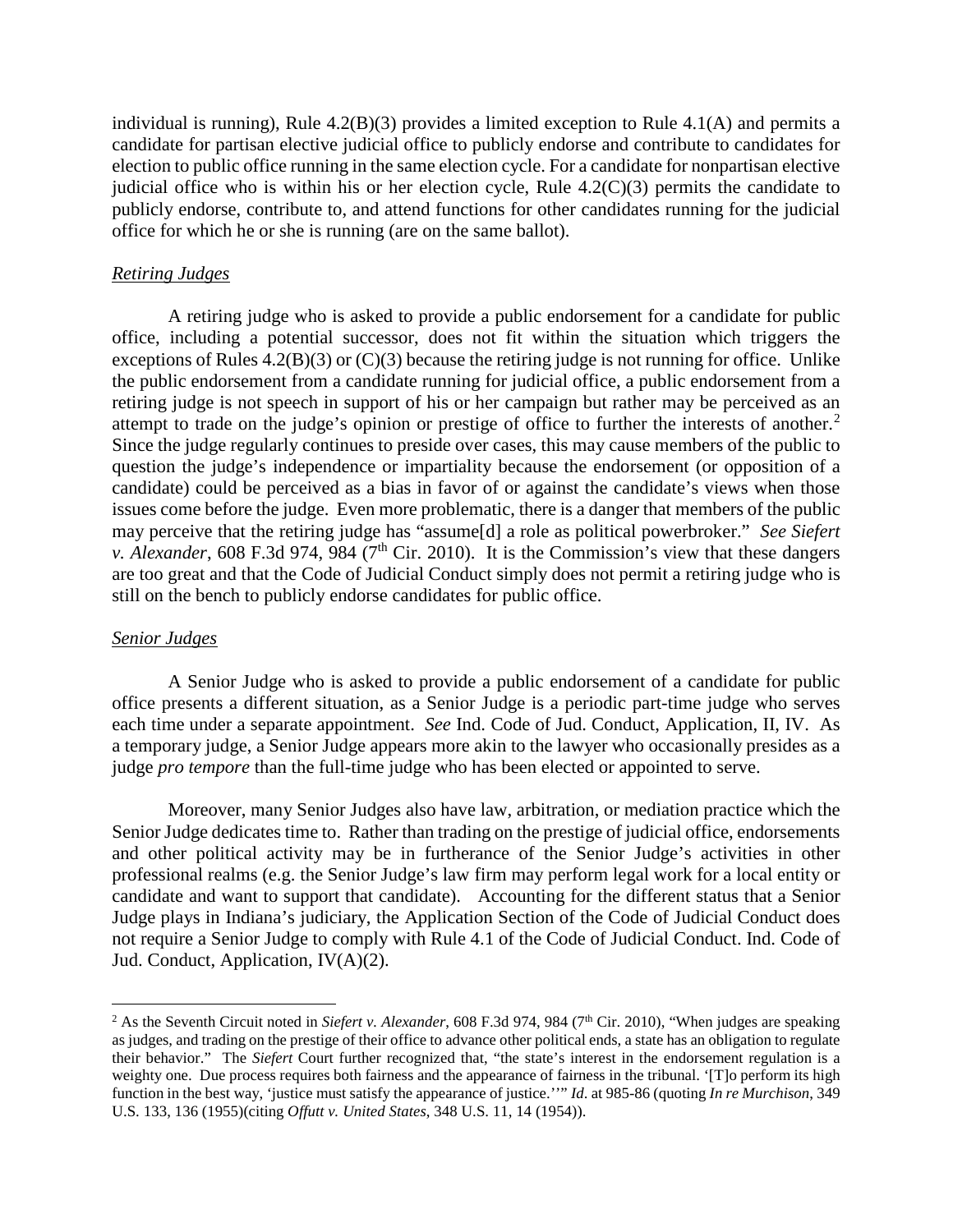individual is running), Rule 4.2(B)(3) provides a limited exception to Rule 4.1(A) and permits a candidate for partisan elective judicial office to publicly endorse and contribute to candidates for election to public office running in the same election cycle. For a candidate for nonpartisan elective judicial office who is within his or her election cycle, Rule 4.2(C)(3) permits the candidate to publicly endorse, contribute to, and attend functions for other candidates running for the judicial office for which he or she is running (are on the same ballot).

*Retiring Judges*

A retiring judge who is asked to provide a public endorsement for a candidate for public office, including a potential successor, does not fit within the situation which triggers the exceptions of Rules 4.2(B)(3) or (C)(3) because the retiring judge is not running for office. Unlike the public endorsement from a candidate running for judicial office, a public endorsement from a retiring judge is not speech in support of his or her campaign but rather may be perceived as an attempt to trade on the judge's opinion or prestige of office to further the interests of another.[2] Since the judge regularly continues to preside over cases, this may cause members of the public to question the judge's independence or impartiality because the endorsement (or opposition of a candidate) could be perceived as a bias in favor of or against the candidate's views when those issues come before the judge. Even more problematic, there is a danger that members of the public may perceive that the retiring judge has "assume[d] a role as political powerbroker." *See Siefert v. Alexander*, 608 F.3d 974, 984 (7th Cir. 2010). It is the Commission's view that these dangers are too great and that the Code of Judicial Conduct simply does not permit a retiring judge who is still on the bench to publicly endorse candidates for public office.

*Senior Judges*

A Senior Judge who is asked to provide a public endorsement of a candidate for public office presents a different situation, as a Senior Judge is a periodic part-time judge who serves each time under a separate appointment. *See* Ind. Code of Jud. Conduct, Application, II, IV. As a temporary judge, a Senior Judge appears more akin to the lawyer who occasionally presides as a judge *pro tempore* than the full-time judge who has been elected or appointed to serve.

Moreover, many Senior Judges also have law, arbitration, or mediation practice which the Senior Judge dedicates time to. Rather than trading on the prestige of judicial office, endorsements and other political activity may be in furtherance of the Senior Judge's activities in other professional realms (e.g. the Senior Judge's law firm may perform legal work for a local entity or candidate and want to support that candidate). Accounting for the different status that a Senior Judge plays in Indiana's judiciary, the Application Section of the Code of Judicial Conduct does not require a Senior Judge to comply with Rule 4.1 of the Code of Judicial Conduct. Ind. Code of Jud. Conduct, Application, IV(A)(2).

---

[2] As the Seventh Circuit noted in *Siefert v. Alexander*, 608 F.3d 974, 984 (7th Cir. 2010), "When judges are speaking as judges, and trading on the prestige of their office to advance other political ends, a state has an obligation to regulate their behavior." The *Siefert* Court further recognized that, "the state's interest in the endorsement regulation is a weighty one. Due process requires both fairness and the appearance of fairness in the tribunal. '[T]o perform its high function in the best way, 'justice must satisfy the appearance of justice.''" *Id.* at 985-86 (quoting *In re Murchison*, 349 U.S. 133, 136 (1955)(citing *Offutt v. United States*, 348 U.S. 11, 14 (1954)).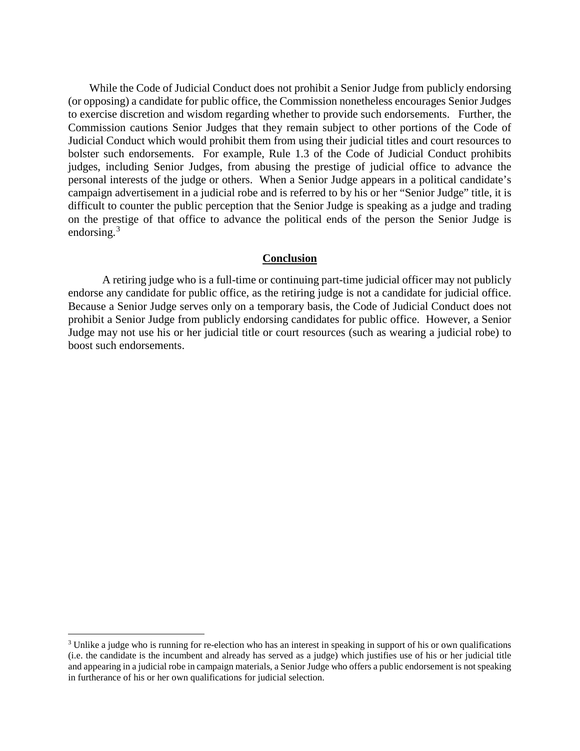While the Code of Judicial Conduct does not prohibit a Senior Judge from publicly endorsing (or opposing) a candidate for public office, the Commission nonetheless encourages Senior Judges to exercise discretion and wisdom regarding whether to provide such endorsements. Further, the Commission cautions Senior Judges that they remain subject to other portions of the Code of Judicial Conduct which would prohibit them from using their judicial titles and court resources to bolster such endorsements. For example, Rule 1.3 of the Code of Judicial Conduct prohibits judges, including Senior Judges, from abusing the prestige of judicial office to advance the personal interests of the judge or others. When a Senior Judge appears in a political candidate's campaign advertisement in a judicial robe and is referred to by his or her "Senior Judge" title, it is difficult to counter the public perception that the Senior Judge is speaking as a judge and trading on the prestige of that office to advance the political ends of the person the Senior Judge is endorsing.[3]

## Conclusion

A retiring judge who is a full-time or continuing part-time judicial officer may not publicly endorse any candidate for public office, as the retiring judge is not a candidate for judicial office. Because a Senior Judge serves only on a temporary basis, the Code of Judicial Conduct does not prohibit a Senior Judge from publicly endorsing candidates for public office. However, a Senior Judge may not use his or her judicial title or court resources (such as wearing a judicial robe) to boost such endorsements.

---

[3] Unlike a judge who is running for re-election who has an interest in speaking in support of his or own qualifications (i.e. the candidate is the incumbent and already has served as a judge) which justifies use of his or her judicial title and appearing in a judicial robe in campaign materials, a Senior Judge who offers a public endorsement is not speaking in furtherance of his or her own qualifications for judicial selection.